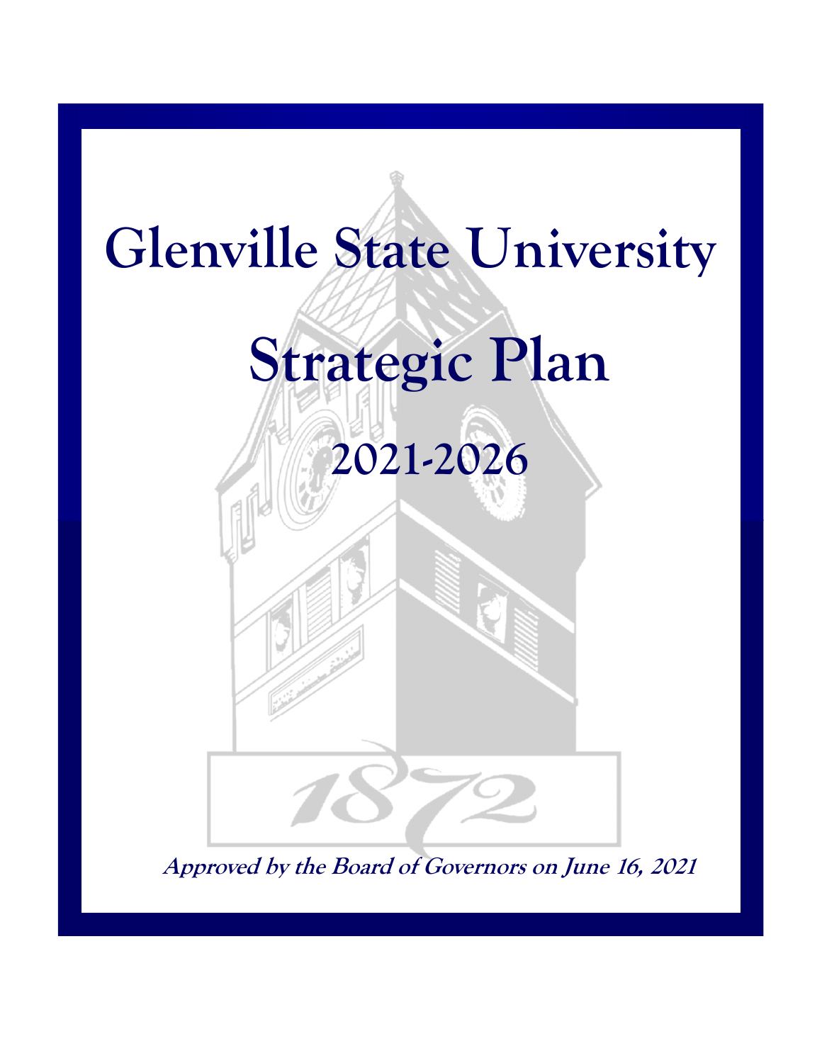# Glenville State University

# Strategic Plan

## 2021-2026

1872

***Approved by the Board of Governors on June 16, 2021***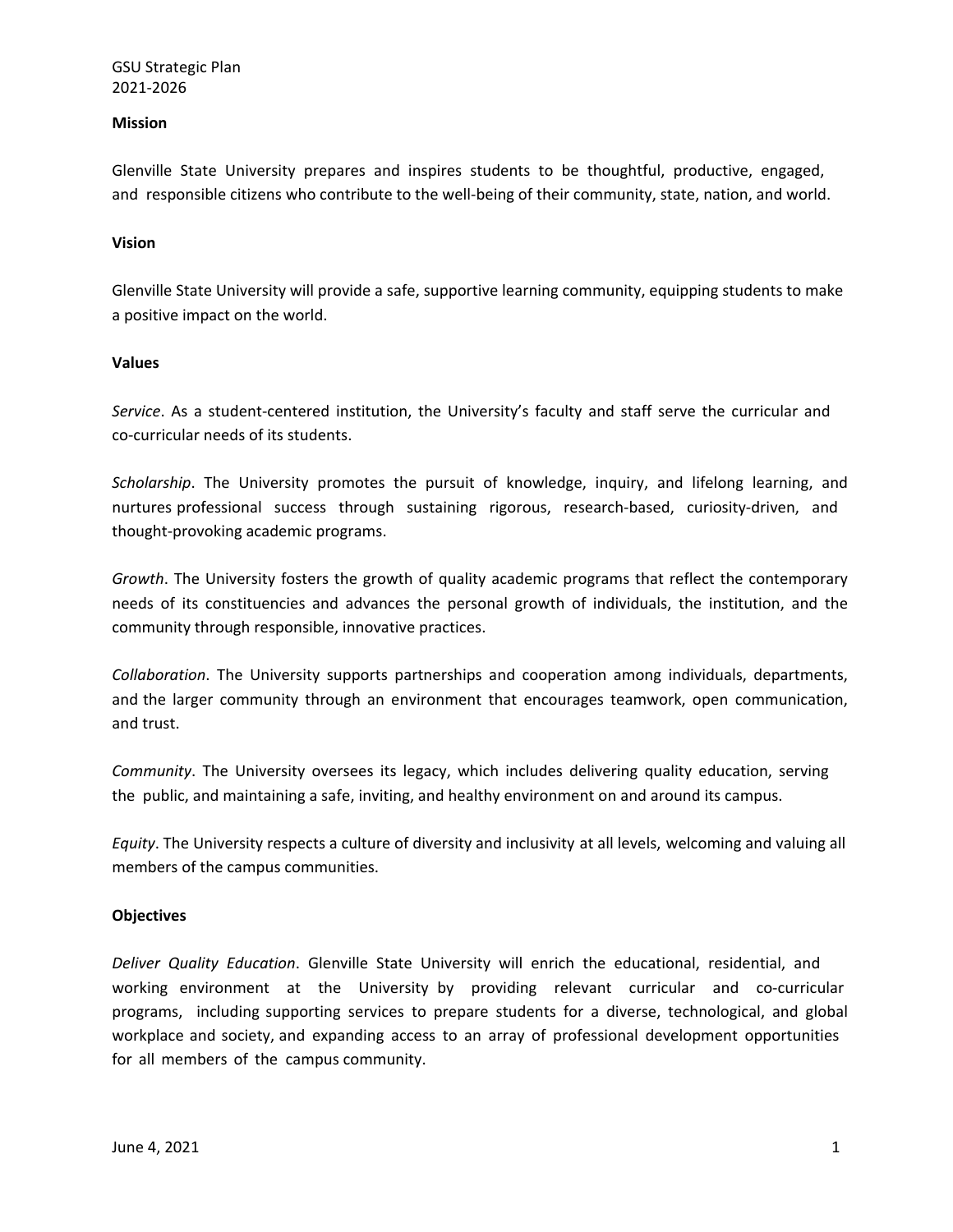GSU Strategic Plan
2021-2026

**Mission**

Glenville State University prepares and inspires students to be thoughtful, productive, engaged, and responsible citizens who contribute to the well-being of their community, state, nation, and world.

**Vision**

Glenville State University will provide a safe, supportive learning community, equipping students to make a positive impact on the world.

**Values**

*Service*. As a student-centered institution, the University's faculty and staff serve the curricular and co-curricular needs of its students.

*Scholarship*. The University promotes the pursuit of knowledge, inquiry, and lifelong learning, and nurtures professional success through sustaining rigorous, research-based, curiosity-driven, and thought-provoking academic programs.

*Growth*. The University fosters the growth of quality academic programs that reflect the contemporary needs of its constituencies and advances the personal growth of individuals, the institution, and the community through responsible, innovative practices.

*Collaboration*. The University supports partnerships and cooperation among individuals, departments, and the larger community through an environment that encourages teamwork, open communication, and trust.

*Community*. The University oversees its legacy, which includes delivering quality education, serving the public, and maintaining a safe, inviting, and healthy environment on and around its campus.

*Equity*. The University respects a culture of diversity and inclusivity at all levels, welcoming and valuing all members of the campus communities.

**Objectives**

*Deliver Quality Education*. Glenville State University will enrich the educational, residential, and working environment at the University by providing relevant curricular and co-curricular programs, including supporting services to prepare students for a diverse, technological, and global workplace and society, and expanding access to an array of professional development opportunities for all members of the campus community.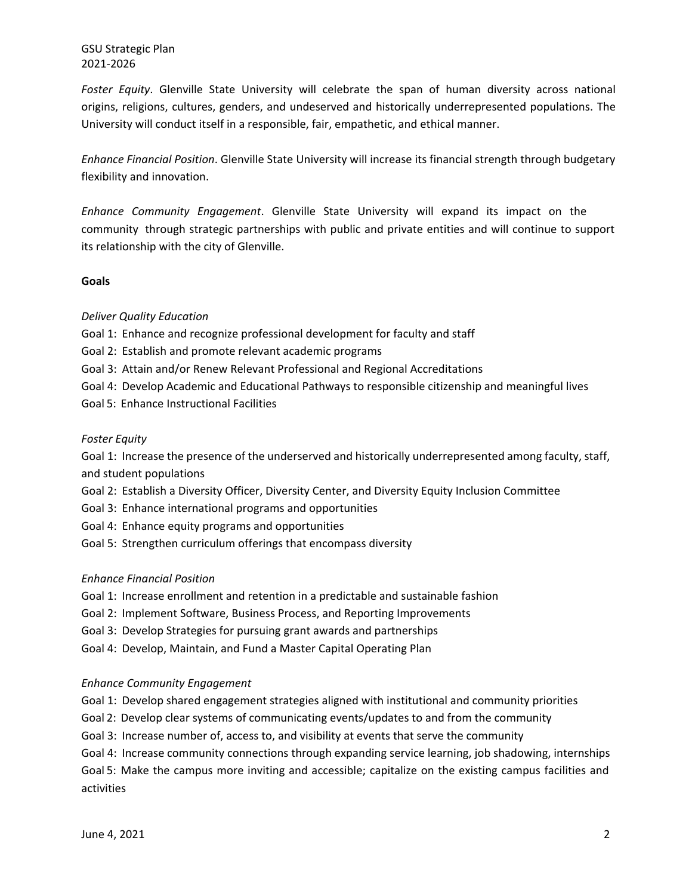*Foster Equity*. Glenville State University will celebrate the span of human diversity across national origins, religions, cultures, genders, and undeserved and historically underrepresented populations. The University will conduct itself in a responsible, fair, empathetic, and ethical manner.

*Enhance Financial Position*. Glenville State University will increase its financial strength through budgetary flexibility and innovation.

*Enhance Community Engagement*. Glenville State University will expand its impact on the community through strategic partnerships with public and private entities and will continue to support its relationship with the city of Glenville.

**Goals**

*Deliver Quality Education*

Goal 1: Enhance and recognize professional development for faculty and staff
Goal 2: Establish and promote relevant academic programs
Goal 3: Attain and/or Renew Relevant Professional and Regional Accreditations
Goal 4: Develop Academic and Educational Pathways to responsible citizenship and meaningful lives
Goal 5: Enhance Instructional Facilities

*Foster Equity*

Goal 1: Increase the presence of the underserved and historically underrepresented among faculty, staff, and student populations
Goal 2: Establish a Diversity Officer, Diversity Center, and Diversity Equity Inclusion Committee
Goal 3: Enhance international programs and opportunities
Goal 4: Enhance equity programs and opportunities
Goal 5: Strengthen curriculum offerings that encompass diversity

*Enhance Financial Position*

Goal 1: Increase enrollment and retention in a predictable and sustainable fashion
Goal 2: Implement Software, Business Process, and Reporting Improvements
Goal 3: Develop Strategies for pursuing grant awards and partnerships
Goal 4: Develop, Maintain, and Fund a Master Capital Operating Plan

*Enhance Community Engagement*

Goal 1: Develop shared engagement strategies aligned with institutional and community priorities
Goal 2: Develop clear systems of communicating events/updates to and from the community
Goal 3: Increase number of, access to, and visibility at events that serve the community
Goal 4: Increase community connections through expanding service learning, job shadowing, internships
Goal 5: Make the campus more inviting and accessible; capitalize on the existing campus facilities and activities